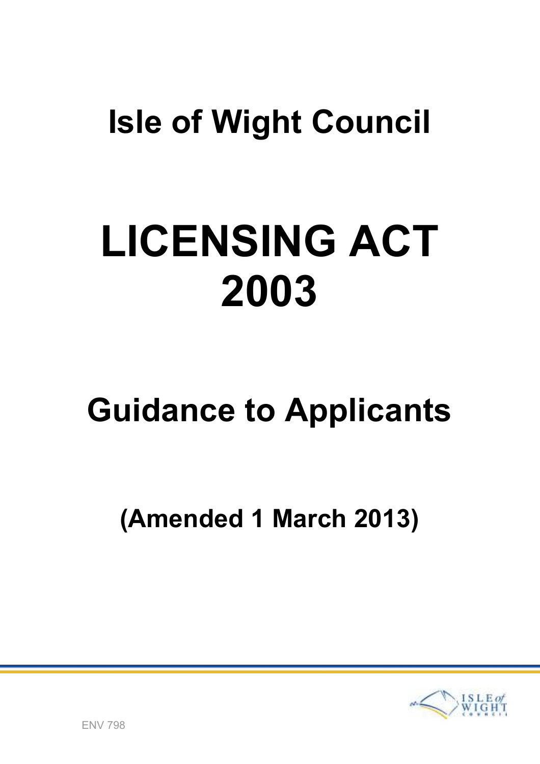# Isle of Wight Council

# LICENSING ACT 2003

## Guidance to Applicants

**(Amended 1 March 2013)**

ENV 798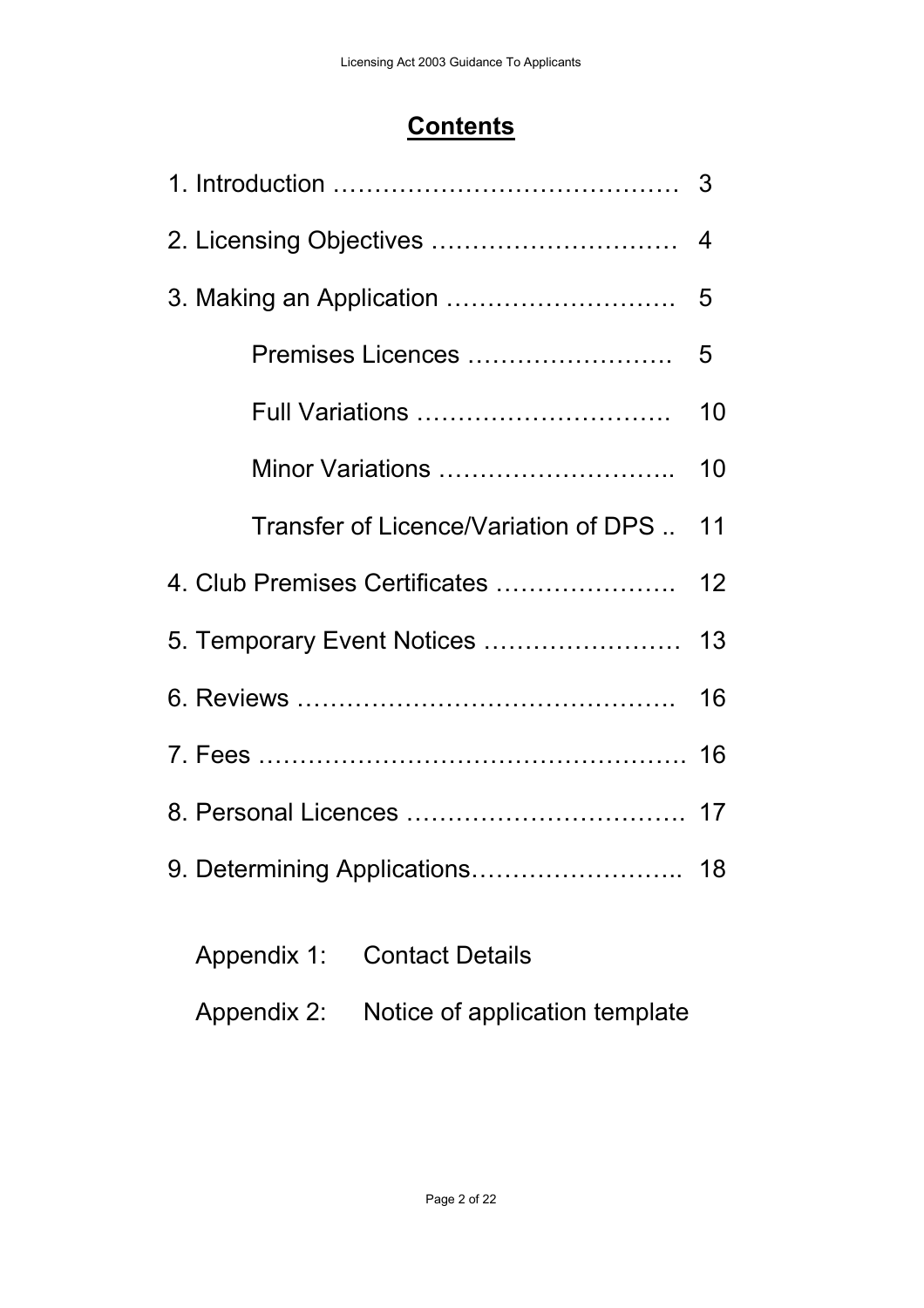# Contents

1. Introduction ……………………………………. 3

2. Licensing Objectives ………………………… 4

3. Making an Application ………………………. 5

    Premises Licences …………………… 5

    Full Variations …………………………. 10

    Minor Variations ……………………….. 10

    Transfer of Licence/Variation of DPS .. 11

4. Club Premises Certificates …………………. 12

5. Temporary Event Notices …………………… 13

6. Reviews ………………………………………. 16

7. Fees …………………………………………… 16

8. Personal Licences ……………………………. 17

9. Determining Applications…………………….. 18

Appendix 1: Contact Details

Appendix 2: Notice of application template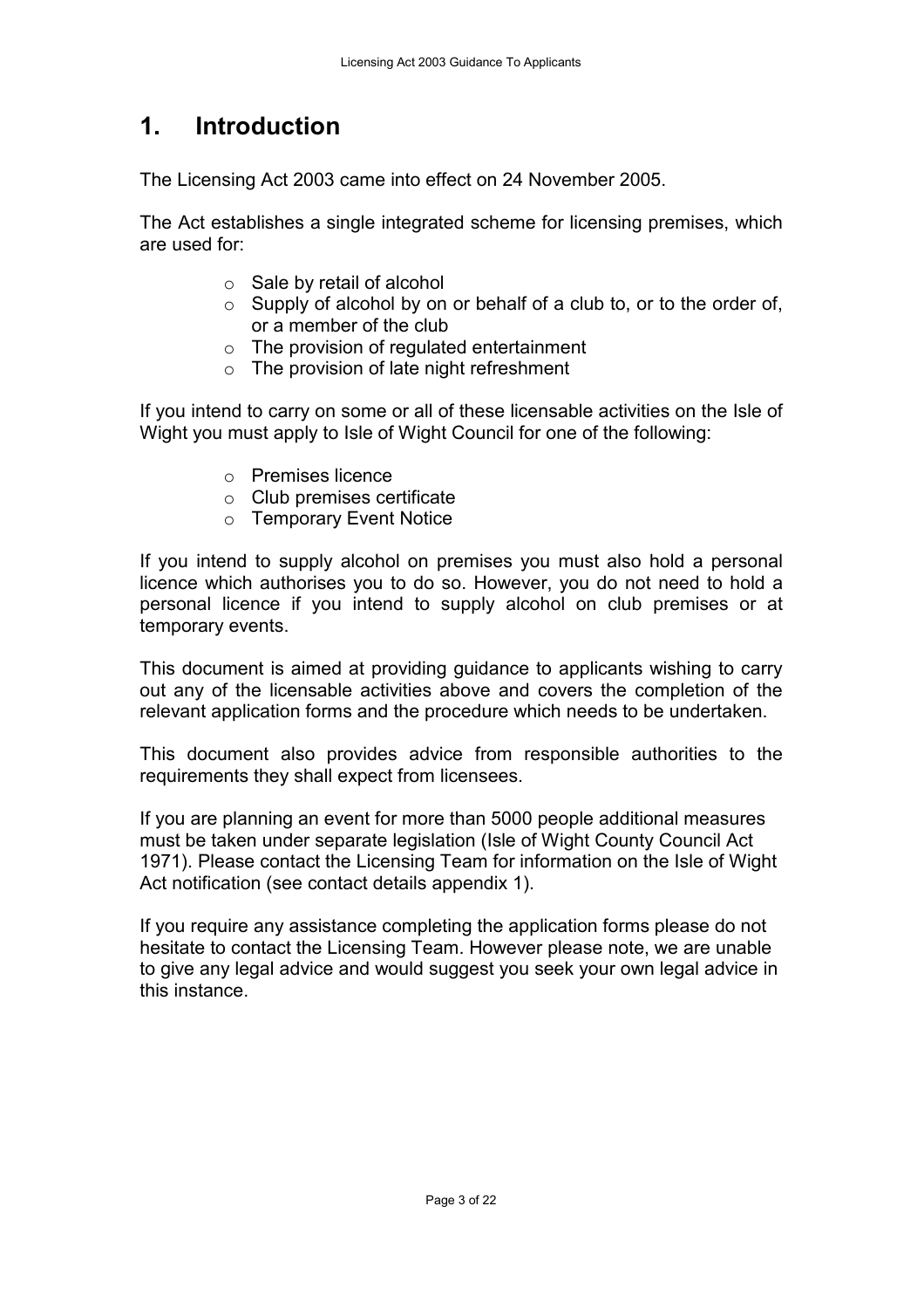# 1. Introduction

The Licensing Act 2003 came into effect on 24 November 2005.

The Act establishes a single integrated scheme for licensing premises, which are used for:

- Sale by retail of alcohol
- Supply of alcohol by on or behalf of a club to, or to the order of, or a member of the club
- The provision of regulated entertainment
- The provision of late night refreshment

If you intend to carry on some or all of these licensable activities on the Isle of Wight you must apply to Isle of Wight Council for one of the following:

- Premises licence
- Club premises certificate
- Temporary Event Notice

If you intend to supply alcohol on premises you must also hold a personal licence which authorises you to do so. However, you do not need to hold a personal licence if you intend to supply alcohol on club premises or at temporary events.

This document is aimed at providing guidance to applicants wishing to carry out any of the licensable activities above and covers the completion of the relevant application forms and the procedure which needs to be undertaken.

This document also provides advice from responsible authorities to the requirements they shall expect from licensees.

If you are planning an event for more than 5000 people additional measures must be taken under separate legislation (Isle of Wight County Council Act 1971). Please contact the Licensing Team for information on the Isle of Wight Act notification (see contact details appendix 1).

If you require any assistance completing the application forms please do not hesitate to contact the Licensing Team. However please note, we are unable to give any legal advice and would suggest you seek your own legal advice in this instance.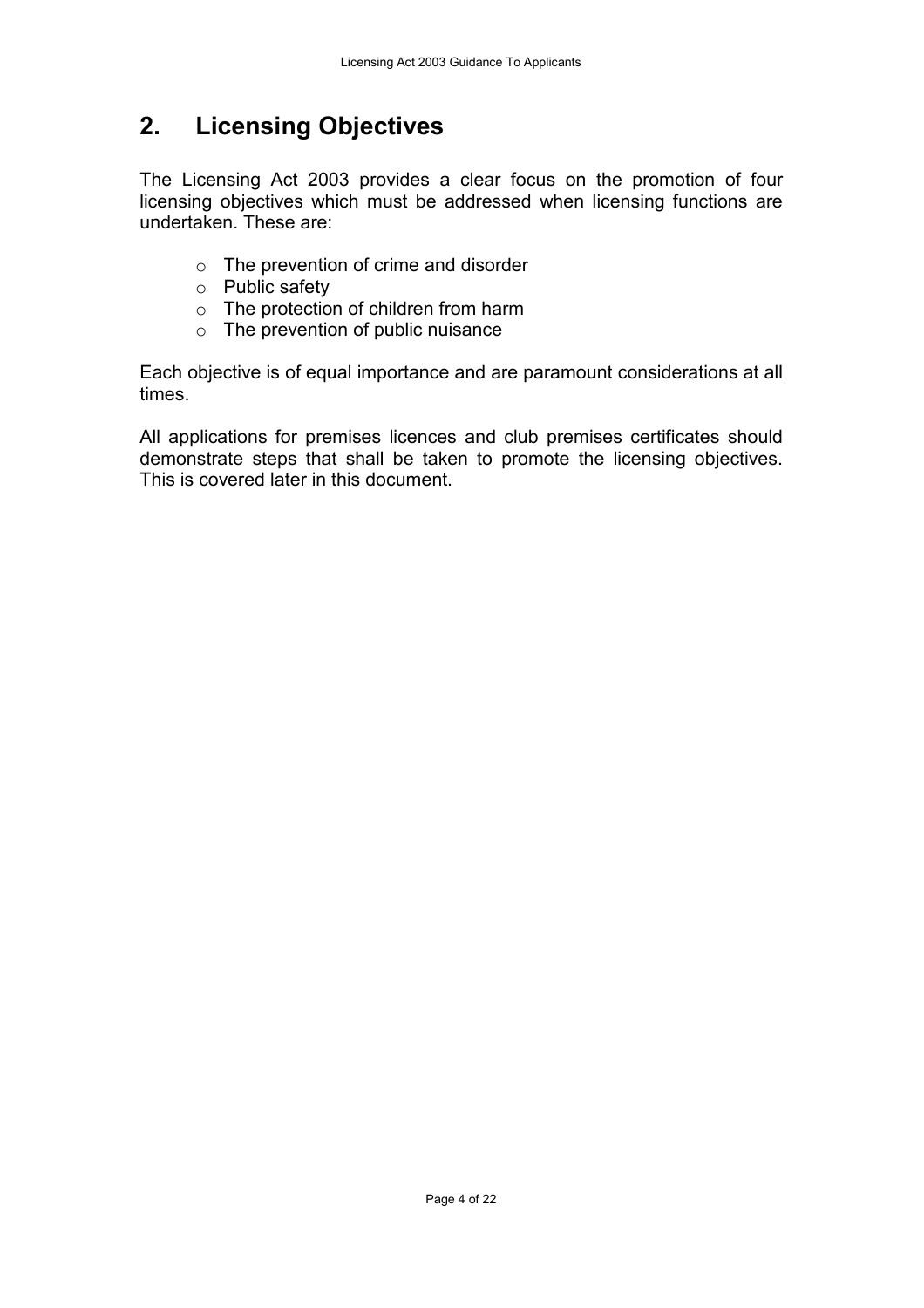## 2. Licensing Objectives

The Licensing Act 2003 provides a clear focus on the promotion of four licensing objectives which must be addressed when licensing functions are undertaken. These are:

- The prevention of crime and disorder
- Public safety
- The protection of children from harm
- The prevention of public nuisance

Each objective is of equal importance and are paramount considerations at all times.

All applications for premises licences and club premises certificates should demonstrate steps that shall be taken to promote the licensing objectives. This is covered later in this document.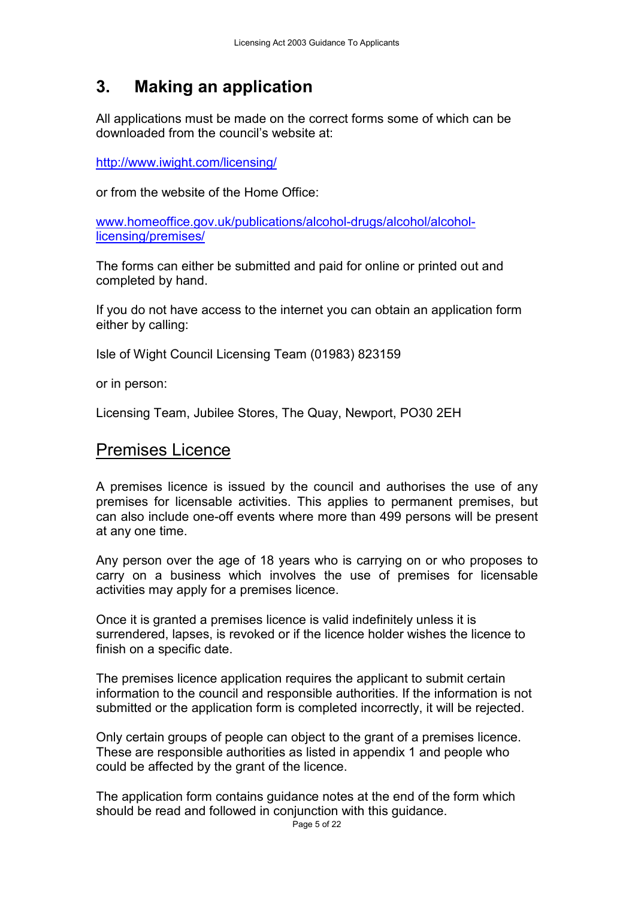## 3. Making an application

All applications must be made on the correct forms some of which can be downloaded from the council's website at:

http://www.iwight.com/licensing/

or from the website of the Home Office:

www.homeoffice.gov.uk/publications/alcohol-drugs/alcohol/alcohol-licensing/premises/

The forms can either be submitted and paid for online or printed out and completed by hand.

If you do not have access to the internet you can obtain an application form either by calling:

Isle of Wight Council Licensing Team (01983) 823159

or in person:

Licensing Team, Jubilee Stores, The Quay, Newport, PO30 2EH

### Premises Licence

A premises licence is issued by the council and authorises the use of any premises for licensable activities. This applies to permanent premises, but can also include one-off events where more than 499 persons will be present at any one time.

Any person over the age of 18 years who is carrying on or who proposes to carry on a business which involves the use of premises for licensable activities may apply for a premises licence.

Once it is granted a premises licence is valid indefinitely unless it is surrendered, lapses, is revoked or if the licence holder wishes the licence to finish on a specific date.

The premises licence application requires the applicant to submit certain information to the council and responsible authorities. If the information is not submitted or the application form is completed incorrectly, it will be rejected.

Only certain groups of people can object to the grant of a premises licence. These are responsible authorities as listed in appendix 1 and people who could be affected by the grant of the licence.

The application form contains guidance notes at the end of the form which should be read and followed in conjunction with this guidance.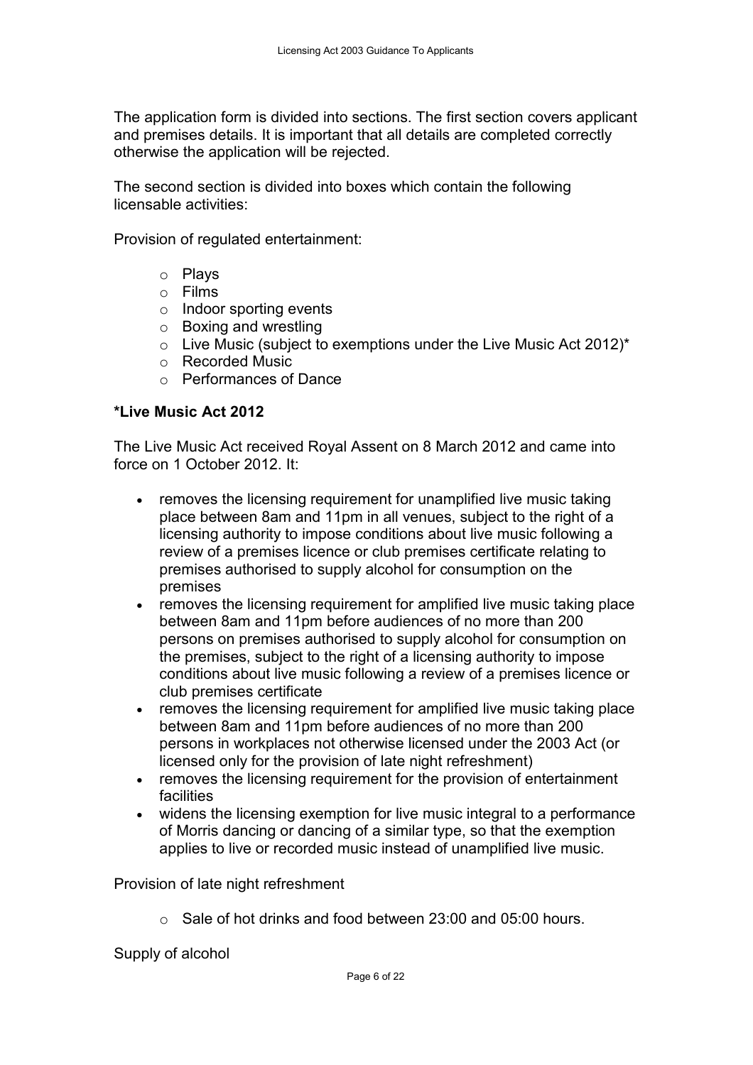The application form is divided into sections. The first section covers applicant and premises details. It is important that all details are completed correctly otherwise the application will be rejected.

The second section is divided into boxes which contain the following licensable activities:

Provision of regulated entertainment:

- Plays
- Films
- Indoor sporting events
- Boxing and wrestling
- Live Music (subject to exemptions under the Live Music Act 2012)*
- Recorded Music
- Performances of Dance

**\*Live Music Act 2012**

The Live Music Act received Royal Assent on 8 March 2012 and came into force on 1 October 2012. It:

- removes the licensing requirement for unamplified live music taking place between 8am and 11pm in all venues, subject to the right of a licensing authority to impose conditions about live music following a review of a premises licence or club premises certificate relating to premises authorised to supply alcohol for consumption on the premises
- removes the licensing requirement for amplified live music taking place between 8am and 11pm before audiences of no more than 200 persons on premises authorised to supply alcohol for consumption on the premises, subject to the right of a licensing authority to impose conditions about live music following a review of a premises licence or club premises certificate
- removes the licensing requirement for amplified live music taking place between 8am and 11pm before audiences of no more than 200 persons in workplaces not otherwise licensed under the 2003 Act (or licensed only for the provision of late night refreshment)
- removes the licensing requirement for the provision of entertainment facilities
- widens the licensing exemption for live music integral to a performance of Morris dancing or dancing of a similar type, so that the exemption applies to live or recorded music instead of unamplified live music.

Provision of late night refreshment

- Sale of hot drinks and food between 23:00 and 05:00 hours.

Supply of alcohol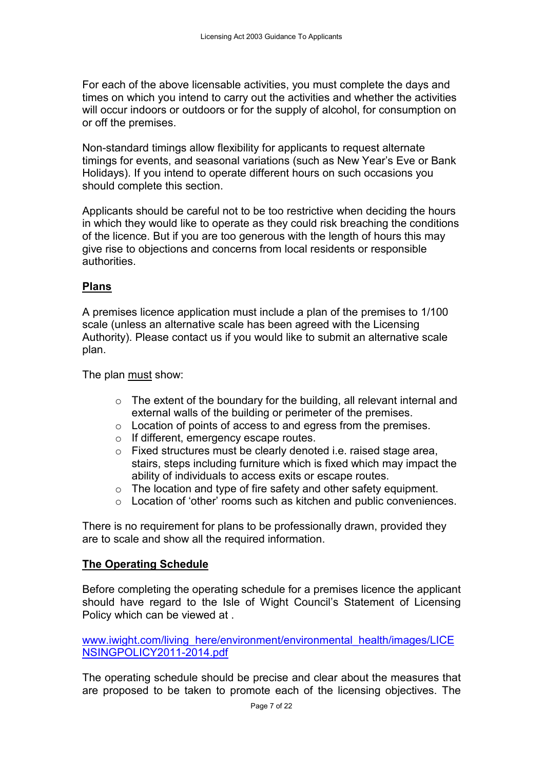For each of the above licensable activities, you must complete the days and times on which you intend to carry out the activities and whether the activities will occur indoors or outdoors or for the supply of alcohol, for consumption on or off the premises.

Non-standard timings allow flexibility for applicants to request alternate timings for events, and seasonal variations (such as New Year's Eve or Bank Holidays). If you intend to operate different hours on such occasions you should complete this section.

Applicants should be careful not to be too restrictive when deciding the hours in which they would like to operate as they could risk breaching the conditions of the licence. But if you are too generous with the length of hours this may give rise to objections and concerns from local residents or responsible authorities.

## Plans

A premises licence application must include a plan of the premises to 1/100 scale (unless an alternative scale has been agreed with the Licensing Authority). Please contact us if you would like to submit an alternative scale plan.

The plan must show:

- The extent of the boundary for the building, all relevant internal and external walls of the building or perimeter of the premises.
- Location of points of access to and egress from the premises.
- If different, emergency escape routes.
- Fixed structures must be clearly denoted i.e. raised stage area, stairs, steps including furniture which is fixed which may impact the ability of individuals to access exits or escape routes.
- The location and type of fire safety and other safety equipment.
- Location of 'other' rooms such as kitchen and public conveniences.

There is no requirement for plans to be professionally drawn, provided they are to scale and show all the required information.

## The Operating Schedule

Before completing the operating schedule for a premises licence the applicant should have regard to the Isle of Wight Council's Statement of Licensing Policy which can be viewed at .

www.iwight.com/living_here/environment/environmental_health/images/LICENSINGPOLICY2011-2014.pdf

The operating schedule should be precise and clear about the measures that are proposed to be taken to promote each of the licensing objectives. The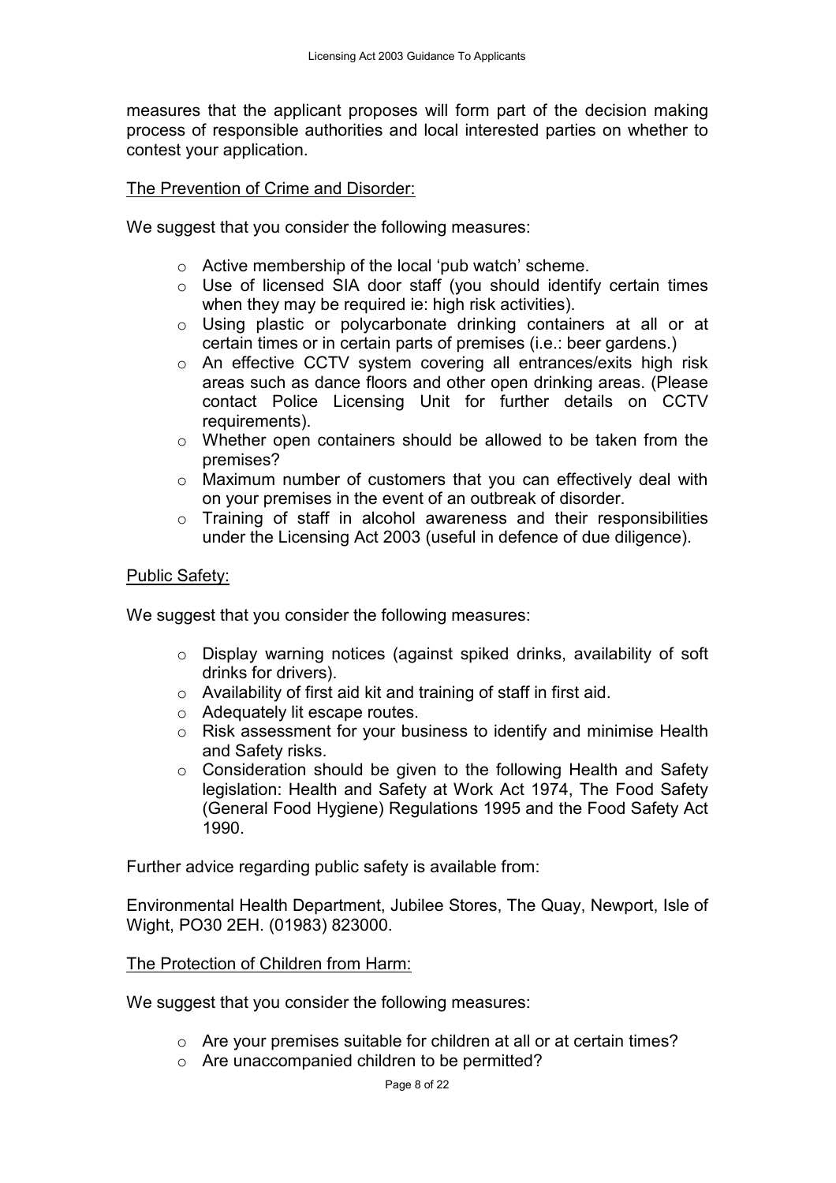measures that the applicant proposes will form part of the decision making process of responsible authorities and local interested parties on whether to contest your application.

<u>The Prevention of Crime and Disorder:</u>

We suggest that you consider the following measures:

- Active membership of the local 'pub watch' scheme.
- Use of licensed SIA door staff (you should identify certain times when they may be required ie: high risk activities).
- Using plastic or polycarbonate drinking containers at all or at certain times or in certain parts of premises (i.e.: beer gardens.)
- An effective CCTV system covering all entrances/exits high risk areas such as dance floors and other open drinking areas. (Please contact Police Licensing Unit for further details on CCTV requirements).
- Whether open containers should be allowed to be taken from the premises?
- Maximum number of customers that you can effectively deal with on your premises in the event of an outbreak of disorder.
- Training of staff in alcohol awareness and their responsibilities under the Licensing Act 2003 (useful in defence of due diligence).

<u>Public Safety:</u>

We suggest that you consider the following measures:

- Display warning notices (against spiked drinks, availability of soft drinks for drivers).
- Availability of first aid kit and training of staff in first aid.
- Adequately lit escape routes.
- Risk assessment for your business to identify and minimise Health and Safety risks.
- Consideration should be given to the following Health and Safety legislation: Health and Safety at Work Act 1974, The Food Safety (General Food Hygiene) Regulations 1995 and the Food Safety Act 1990.

Further advice regarding public safety is available from:

Environmental Health Department, Jubilee Stores, The Quay, Newport, Isle of Wight, PO30 2EH. (01983) 823000.

<u>The Protection of Children from Harm:</u>

We suggest that you consider the following measures:

- Are your premises suitable for children at all or at certain times?
- Are unaccompanied children to be permitted?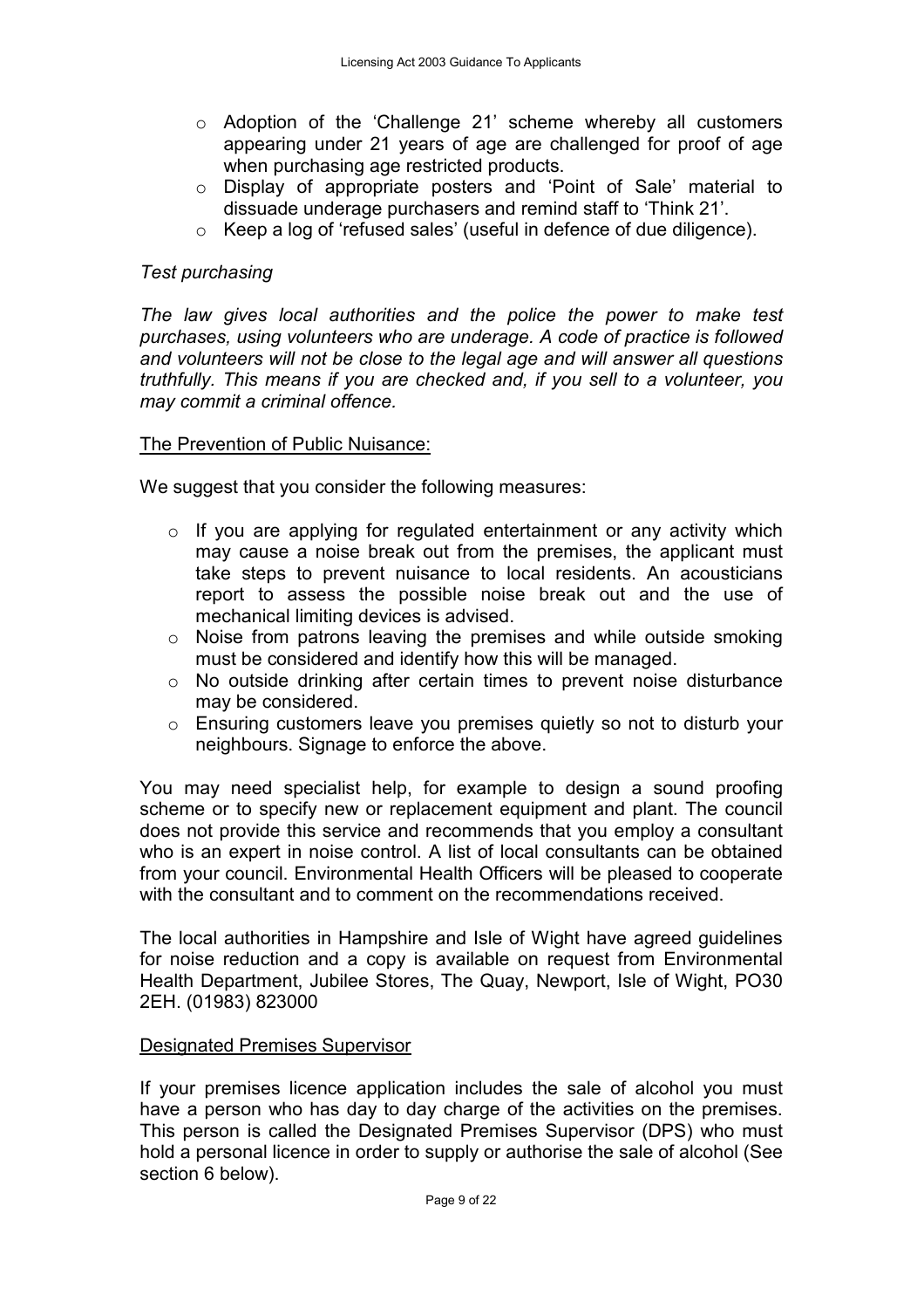- Adoption of the 'Challenge 21' scheme whereby all customers appearing under 21 years of age are challenged for proof of age when purchasing age restricted products.
- Display of appropriate posters and 'Point of Sale' material to dissuade underage purchasers and remind staff to 'Think 21'.
- Keep a log of 'refused sales' (useful in defence of due diligence).

*Test purchasing*

*The law gives local authorities and the police the power to make test purchases, using volunteers who are underage. A code of practice is followed and volunteers will not be close to the legal age and will answer all questions truthfully. This means if you are checked and, if you sell to a volunteer, you may commit a criminal offence.*

<u>The Prevention of Public Nuisance:</u>

We suggest that you consider the following measures:

- If you are applying for regulated entertainment or any activity which may cause a noise break out from the premises, the applicant must take steps to prevent nuisance to local residents. An acousticians report to assess the possible noise break out and the use of mechanical limiting devices is advised.
- Noise from patrons leaving the premises and while outside smoking must be considered and identify how this will be managed.
- No outside drinking after certain times to prevent noise disturbance may be considered.
- Ensuring customers leave you premises quietly so not to disturb your neighbours. Signage to enforce the above.

You may need specialist help, for example to design a sound proofing scheme or to specify new or replacement equipment and plant. The council does not provide this service and recommends that you employ a consultant who is an expert in noise control. A list of local consultants can be obtained from your council. Environmental Health Officers will be pleased to cooperate with the consultant and to comment on the recommendations received.

The local authorities in Hampshire and Isle of Wight have agreed guidelines for noise reduction and a copy is available on request from Environmental Health Department, Jubilee Stores, The Quay, Newport, Isle of Wight, PO30 2EH. (01983) 823000

<u>Designated Premises Supervisor</u>

If your premises licence application includes the sale of alcohol you must have a person who has day to day charge of the activities on the premises. This person is called the Designated Premises Supervisor (DPS) who must hold a personal licence in order to supply or authorise the sale of alcohol (See section 6 below).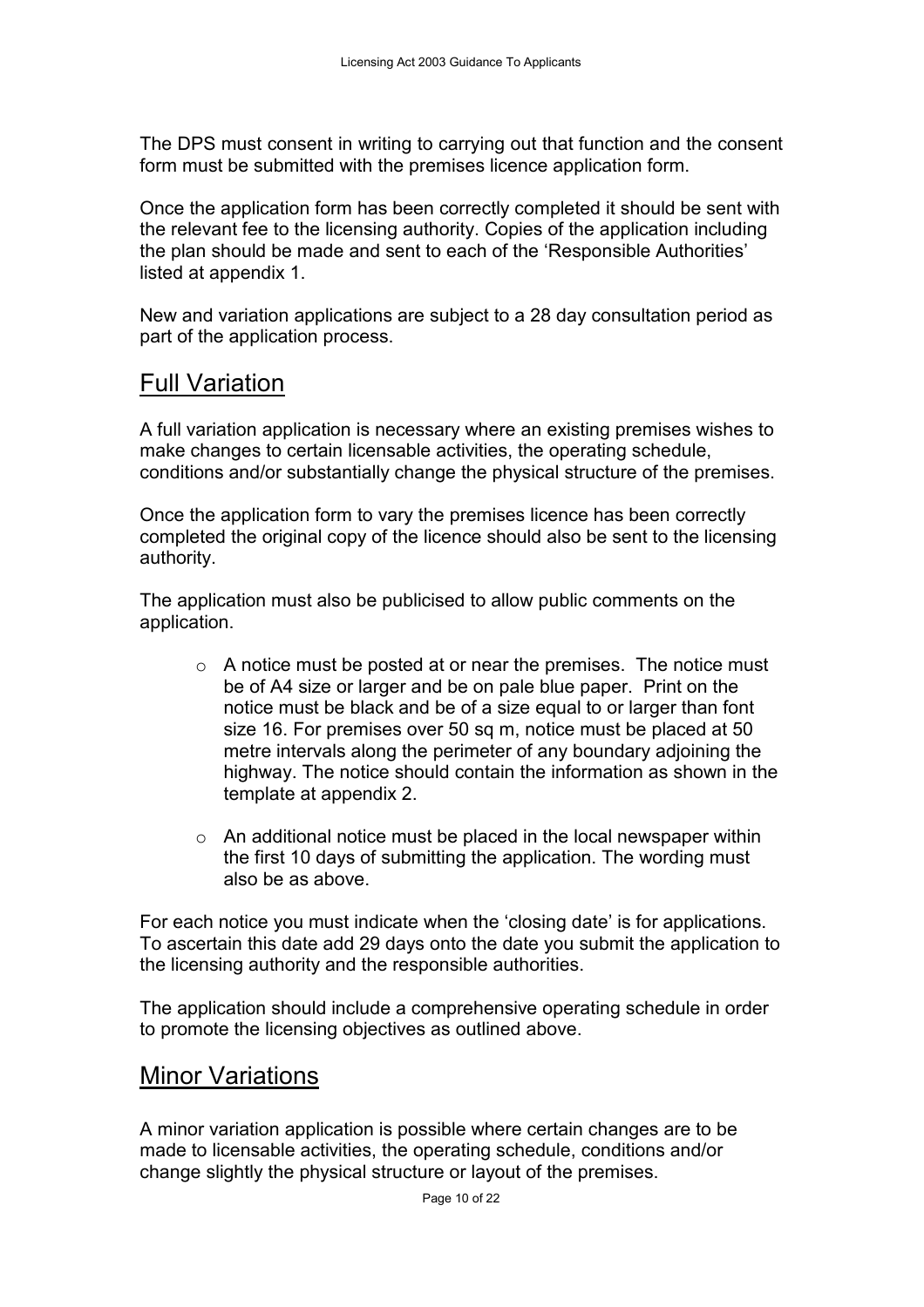The DPS must consent in writing to carrying out that function and the consent form must be submitted with the premises licence application form.

Once the application form has been correctly completed it should be sent with the relevant fee to the licensing authority. Copies of the application including the plan should be made and sent to each of the 'Responsible Authorities' listed at appendix 1.

New and variation applications are subject to a 28 day consultation period as part of the application process.

## Full Variation

A full variation application is necessary where an existing premises wishes to make changes to certain licensable activities, the operating schedule, conditions and/or substantially change the physical structure of the premises.

Once the application form to vary the premises licence has been correctly completed the original copy of the licence should also be sent to the licensing authority.

The application must also be publicised to allow public comments on the application.

- A notice must be posted at or near the premises. The notice must be of A4 size or larger and be on pale blue paper. Print on the notice must be black and be of a size equal to or larger than font size 16. For premises over 50 sq m, notice must be placed at 50 metre intervals along the perimeter of any boundary adjoining the highway. The notice should contain the information as shown in the template at appendix 2.

- An additional notice must be placed in the local newspaper within the first 10 days of submitting the application. The wording must also be as above.

For each notice you must indicate when the 'closing date' is for applications. To ascertain this date add 29 days onto the date you submit the application to the licensing authority and the responsible authorities.

The application should include a comprehensive operating schedule in order to promote the licensing objectives as outlined above.

## Minor Variations

A minor variation application is possible where certain changes are to be made to licensable activities, the operating schedule, conditions and/or change slightly the physical structure or layout of the premises.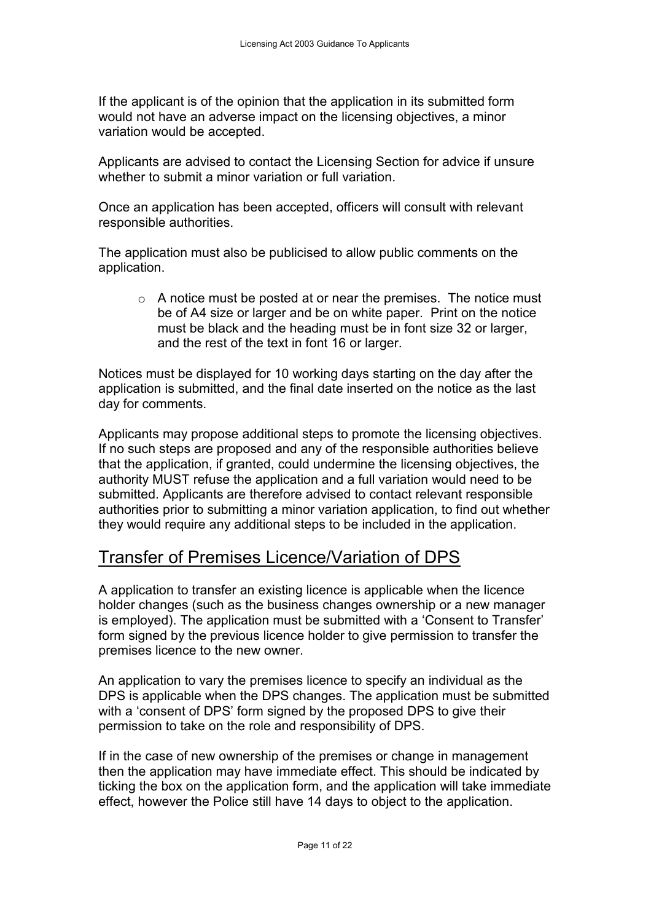If the applicant is of the opinion that the application in its submitted form would not have an adverse impact on the licensing objectives, a minor variation would be accepted.

Applicants are advised to contact the Licensing Section for advice if unsure whether to submit a minor variation or full variation.

Once an application has been accepted, officers will consult with relevant responsible authorities.

The application must also be publicised to allow public comments on the application.

- A notice must be posted at or near the premises. The notice must be of A4 size or larger and be on white paper. Print on the notice must be black and the heading must be in font size 32 or larger, and the rest of the text in font 16 or larger.

Notices must be displayed for 10 working days starting on the day after the application is submitted, and the final date inserted on the notice as the last day for comments.

Applicants may propose additional steps to promote the licensing objectives. If no such steps are proposed and any of the responsible authorities believe that the application, if granted, could undermine the licensing objectives, the authority MUST refuse the application and a full variation would need to be submitted. Applicants are therefore advised to contact relevant responsible authorities prior to submitting a minor variation application, to find out whether they would require any additional steps to be included in the application.

## Transfer of Premises Licence/Variation of DPS

A application to transfer an existing licence is applicable when the licence holder changes (such as the business changes ownership or a new manager is employed). The application must be submitted with a 'Consent to Transfer' form signed by the previous licence holder to give permission to transfer the premises licence to the new owner.

An application to vary the premises licence to specify an individual as the DPS is applicable when the DPS changes. The application must be submitted with a 'consent of DPS' form signed by the proposed DPS to give their permission to take on the role and responsibility of DPS.

If in the case of new ownership of the premises or change in management then the application may have immediate effect. This should be indicated by ticking the box on the application form, and the application will take immediate effect, however the Police still have 14 days to object to the application.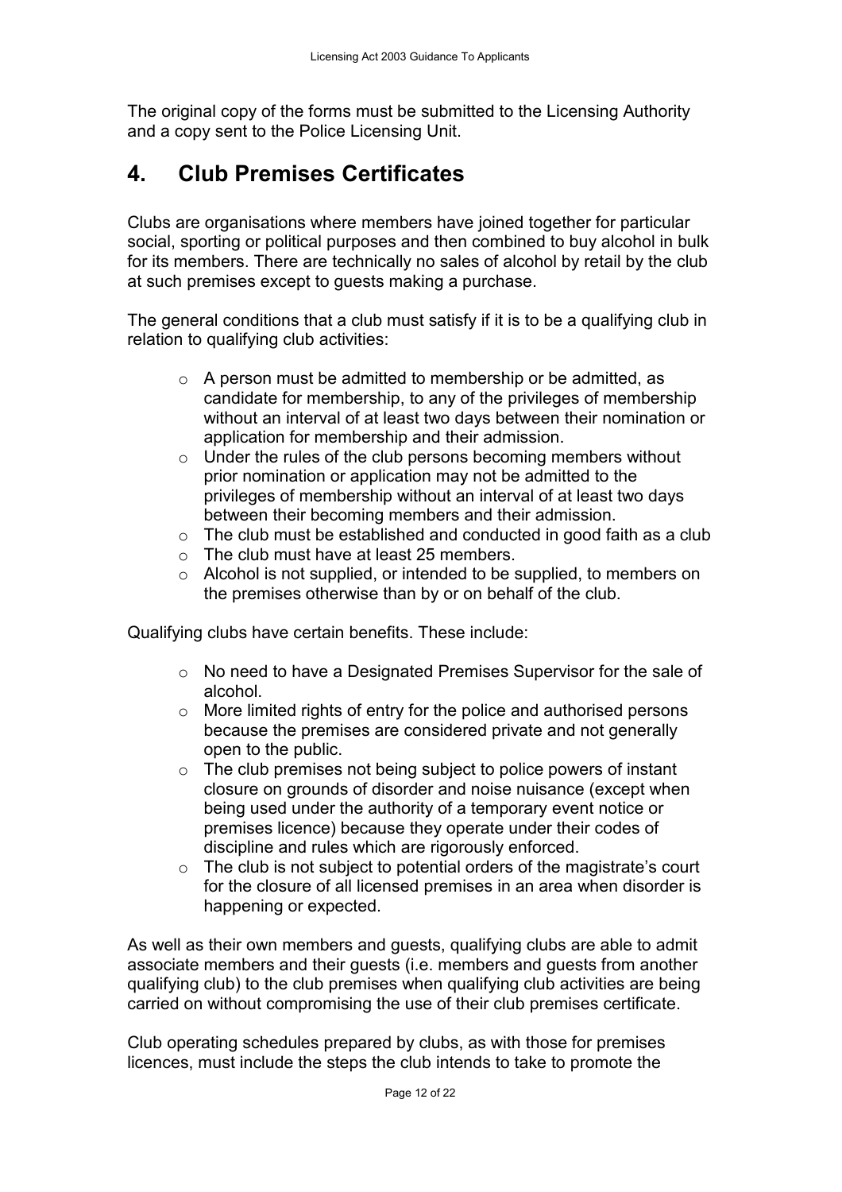The original copy of the forms must be submitted to the Licensing Authority and a copy sent to the Police Licensing Unit.

## 4. Club Premises Certificates

Clubs are organisations where members have joined together for particular social, sporting or political purposes and then combined to buy alcohol in bulk for its members. There are technically no sales of alcohol by retail by the club at such premises except to guests making a purchase.

The general conditions that a club must satisfy if it is to be a qualifying club in relation to qualifying club activities:

- A person must be admitted to membership or be admitted, as candidate for membership, to any of the privileges of membership without an interval of at least two days between their nomination or application for membership and their admission.
- Under the rules of the club persons becoming members without prior nomination or application may not be admitted to the privileges of membership without an interval of at least two days between their becoming members and their admission.
- The club must be established and conducted in good faith as a club
- The club must have at least 25 members.
- Alcohol is not supplied, or intended to be supplied, to members on the premises otherwise than by or on behalf of the club.

Qualifying clubs have certain benefits. These include:

- No need to have a Designated Premises Supervisor for the sale of alcohol.
- More limited rights of entry for the police and authorised persons because the premises are considered private and not generally open to the public.
- The club premises not being subject to police powers of instant closure on grounds of disorder and noise nuisance (except when being used under the authority of a temporary event notice or premises licence) because they operate under their codes of discipline and rules which are rigorously enforced.
- The club is not subject to potential orders of the magistrate's court for the closure of all licensed premises in an area when disorder is happening or expected.

As well as their own members and guests, qualifying clubs are able to admit associate members and their guests (i.e. members and guests from another qualifying club) to the club premises when qualifying club activities are being carried on without compromising the use of their club premises certificate.

Club operating schedules prepared by clubs, as with those for premises licences, must include the steps the club intends to take to promote the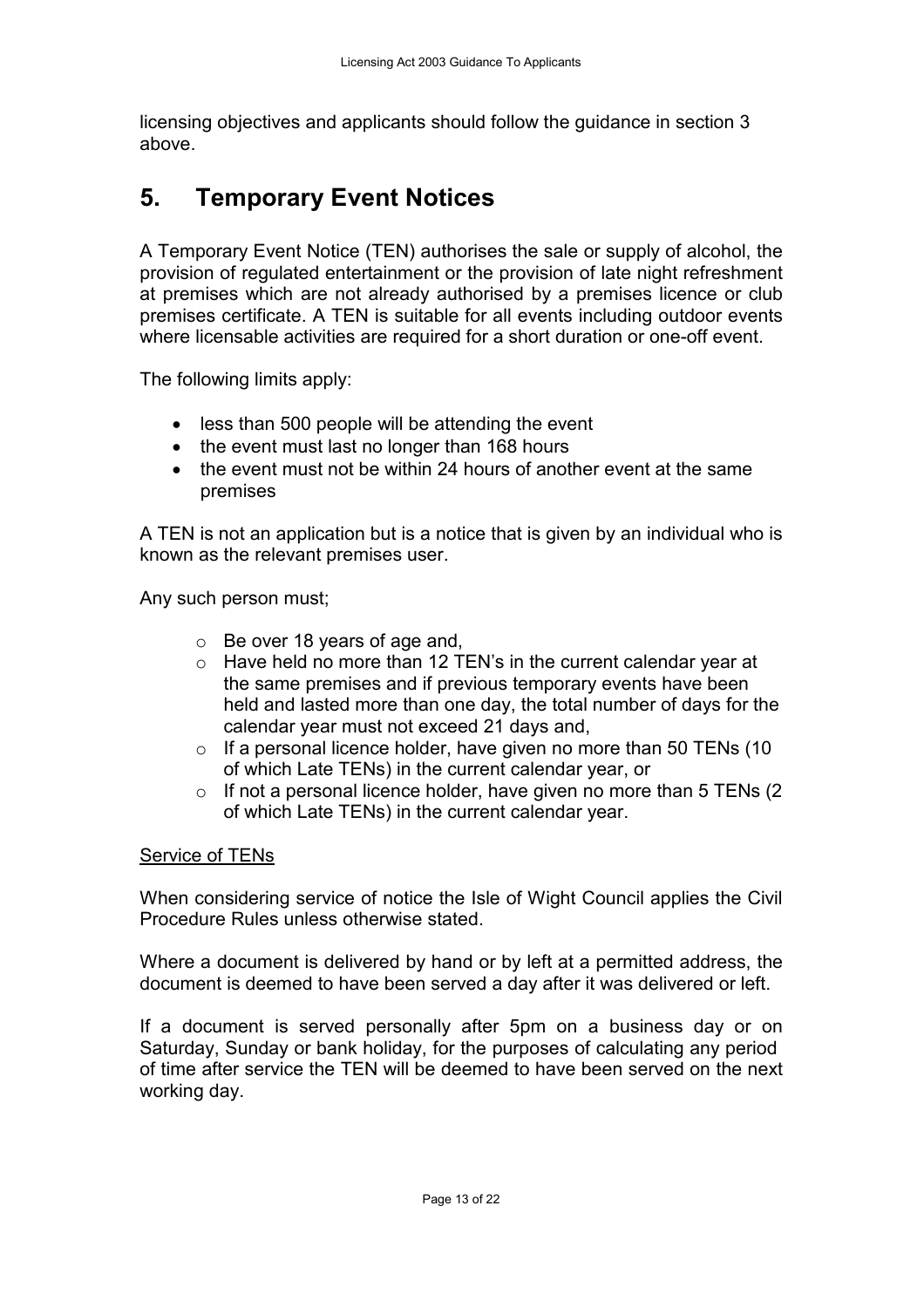licensing objectives and applicants should follow the guidance in section 3 above.

# 5. Temporary Event Notices

A Temporary Event Notice (TEN) authorises the sale or supply of alcohol, the provision of regulated entertainment or the provision of late night refreshment at premises which are not already authorised by a premises licence or club premises certificate. A TEN is suitable for all events including outdoor events where licensable activities are required for a short duration or one-off event.

The following limits apply:

- less than 500 people will be attending the event
- the event must last no longer than 168 hours
- the event must not be within 24 hours of another event at the same premises

A TEN is not an application but is a notice that is given by an individual who is known as the relevant premises user.

Any such person must;

- Be over 18 years of age and,
- Have held no more than 12 TEN's in the current calendar year at the same premises and if previous temporary events have been held and lasted more than one day, the total number of days for the calendar year must not exceed 21 days and,
- If a personal licence holder, have given no more than 50 TENs (10 of which Late TENs) in the current calendar year, or
- If not a personal licence holder, have given no more than 5 TENs (2 of which Late TENs) in the current calendar year.

<u>Service of TENs</u>

When considering service of notice the Isle of Wight Council applies the Civil Procedure Rules unless otherwise stated.

Where a document is delivered by hand or by left at a permitted address, the document is deemed to have been served a day after it was delivered or left.

If a document is served personally after 5pm on a business day or on Saturday, Sunday or bank holiday, for the purposes of calculating any period of time after service the TEN will be deemed to have been served on the next working day.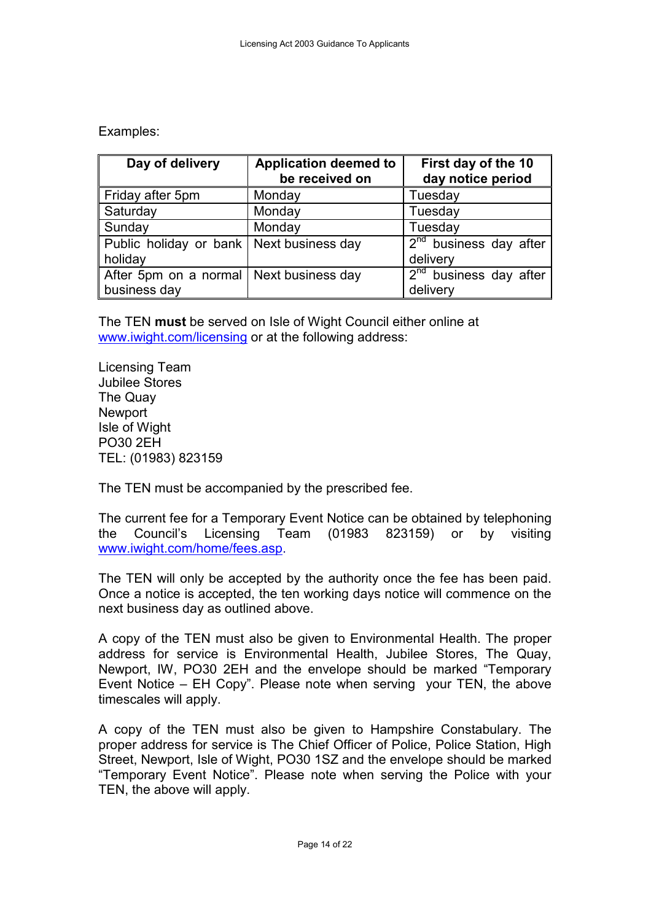Examples:

| Day of delivery | Application deemed to be received on | First day of the 10 day notice period |
| --- | --- | --- |
| Friday after 5pm | Monday | Tuesday |
| Saturday | Monday | Tuesday |
| Sunday | Monday | Tuesday |
| Public holiday or bank holiday | Next business day | 2nd business day after delivery |
| After 5pm on a normal business day | Next business day | 2nd business day after delivery |

The TEN **must** be served on Isle of Wight Council either online at www.iwight.com/licensing or at the following address:

Licensing Team
Jubilee Stores
The Quay
Newport
Isle of Wight
PO30 2EH
TEL: (01983) 823159

The TEN must be accompanied by the prescribed fee.

The current fee for a Temporary Event Notice can be obtained by telephoning the Council's Licensing Team (01983 823159) or by visiting www.iwight.com/home/fees.asp.

The TEN will only be accepted by the authority once the fee has been paid. Once a notice is accepted, the ten working days notice will commence on the next business day as outlined above.

A copy of the TEN must also be given to Environmental Health. The proper address for service is Environmental Health, Jubilee Stores, The Quay, Newport, IW, PO30 2EH and the envelope should be marked "Temporary Event Notice – EH Copy". Please note when serving your TEN, the above timescales will apply.

A copy of the TEN must also be given to Hampshire Constabulary. The proper address for service is The Chief Officer of Police, Police Station, High Street, Newport, Isle of Wight, PO30 1SZ and the envelope should be marked "Temporary Event Notice". Please note when serving the Police with your TEN, the above will apply.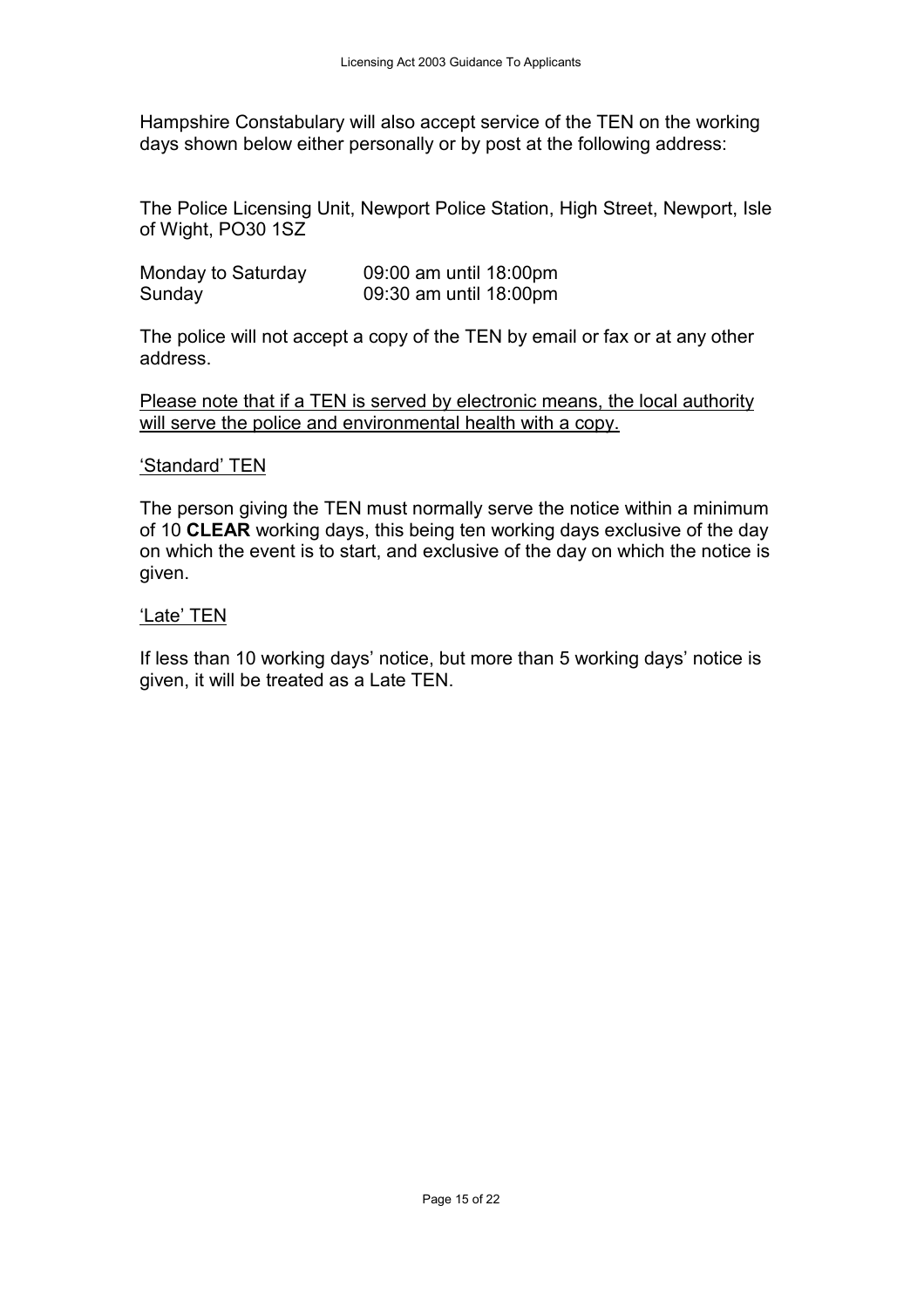Hampshire Constabulary will also accept service of the TEN on the working days shown below either personally or by post at the following address:

The Police Licensing Unit, Newport Police Station, High Street, Newport, Isle of Wight, PO30 1SZ

| | |
|---|---|
| Monday to Saturday | 09:00 am until 18:00pm |
| Sunday | 09:30 am until 18:00pm |

The police will not accept a copy of the TEN by email or fax or at any other address.

Please note that if a TEN is served by electronic means, the local authority will serve the police and environmental health with a copy.

'Standard' TEN

The person giving the TEN must normally serve the notice within a minimum of 10 **CLEAR** working days, this being ten working days exclusive of the day on which the event is to start, and exclusive of the day on which the notice is given.

'Late' TEN

If less than 10 working days' notice, but more than 5 working days' notice is given, it will be treated as a Late TEN.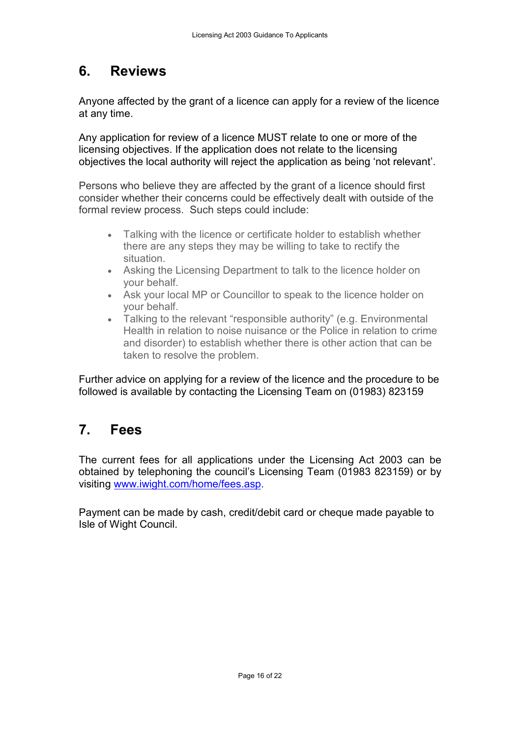## 6. Reviews

Anyone affected by the grant of a licence can apply for a review of the licence at any time.

Any application for review of a licence MUST relate to one or more of the licensing objectives. If the application does not relate to the licensing objectives the local authority will reject the application as being 'not relevant'.

Persons who believe they are affected by the grant of a licence should first consider whether their concerns could be effectively dealt with outside of the formal review process. Such steps could include:

- Talking with the licence or certificate holder to establish whether there are any steps they may be willing to take to rectify the situation.
- Asking the Licensing Department to talk to the licence holder on your behalf.
- Ask your local MP or Councillor to speak to the licence holder on your behalf.
- Talking to the relevant "responsible authority" (e.g. Environmental Health in relation to noise nuisance or the Police in relation to crime and disorder) to establish whether there is other action that can be taken to resolve the problem.

Further advice on applying for a review of the licence and the procedure to be followed is available by contacting the Licensing Team on (01983) 823159

## 7. Fees

The current fees for all applications under the Licensing Act 2003 can be obtained by telephoning the council's Licensing Team (01983 823159) or by visiting www.iwight.com/home/fees.asp.

Payment can be made by cash, credit/debit card or cheque made payable to Isle of Wight Council.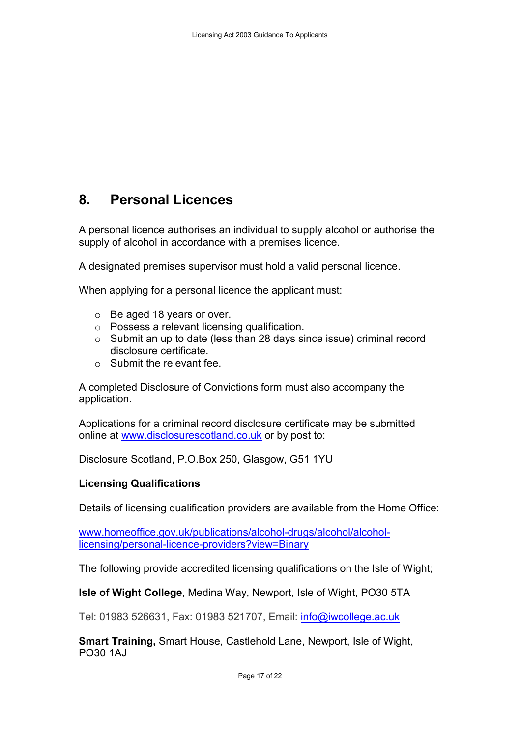# 8. Personal Licences

A personal licence authorises an individual to supply alcohol or authorise the supply of alcohol in accordance with a premises licence.

A designated premises supervisor must hold a valid personal licence.

When applying for a personal licence the applicant must:

- Be aged 18 years or over.
- Possess a relevant licensing qualification.
- Submit an up to date (less than 28 days since issue) criminal record disclosure certificate.
- Submit the relevant fee.

A completed Disclosure of Convictions form must also accompany the application.

Applications for a criminal record disclosure certificate may be submitted online at www.disclosurescotland.co.uk or by post to:

Disclosure Scotland, P.O.Box 250, Glasgow, G51 1YU

**Licensing Qualifications**

Details of licensing qualification providers are available from the Home Office:

www.homeoffice.gov.uk/publications/alcohol-drugs/alcohol/alcohol-licensing/personal-licence-providers?view=Binary

The following provide accredited licensing qualifications on the Isle of Wight;

**Isle of Wight College**, Medina Way, Newport, Isle of Wight, PO30 5TA

Tel: 01983 526631, Fax: 01983 521707, Email: info@iwcollege.ac.uk

**Smart Training,** Smart House, Castlehold Lane, Newport, Isle of Wight, PO30 1AJ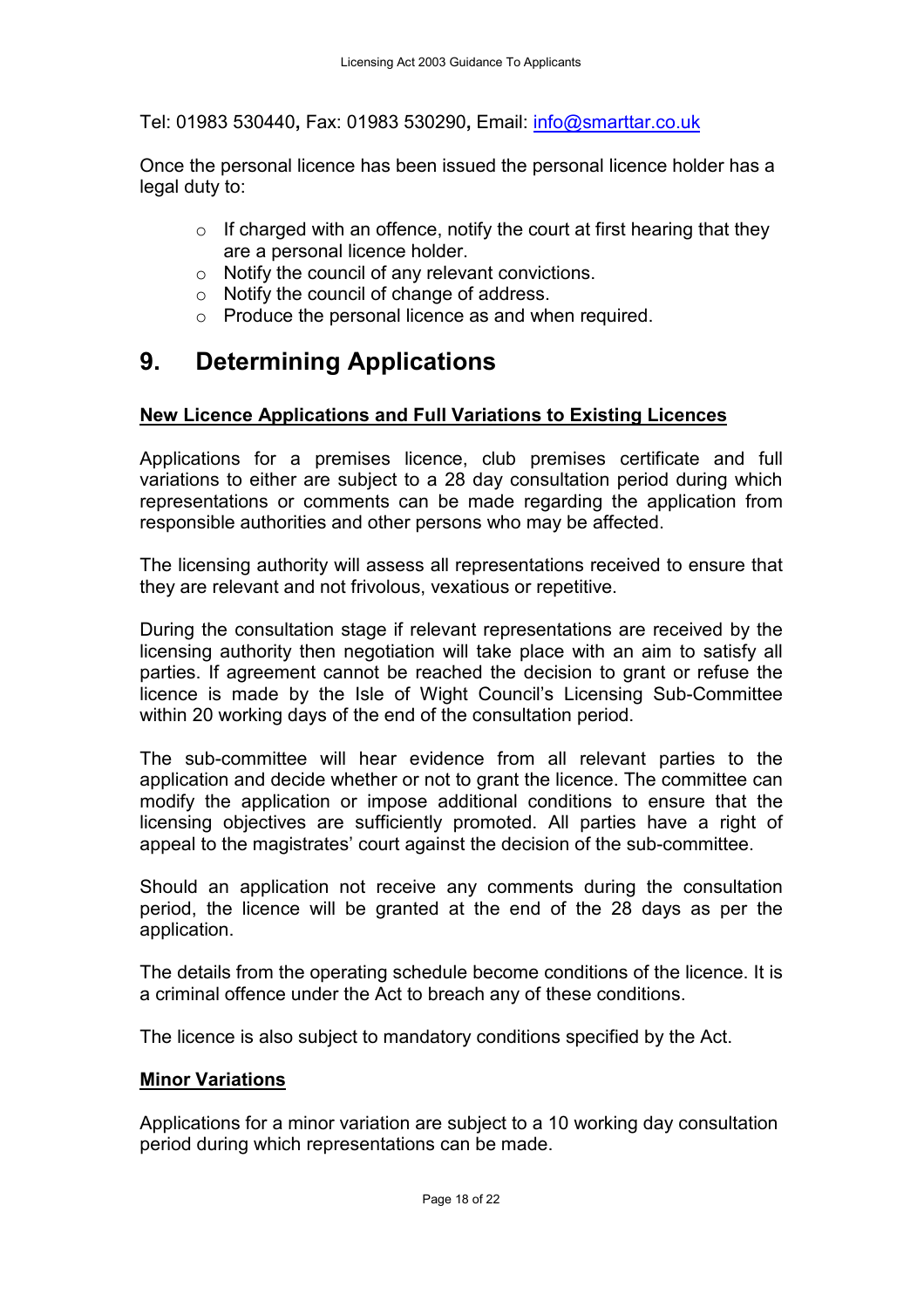Tel: 01983 530440, Fax: 01983 530290, Email: info@smarttar.co.uk

Once the personal licence has been issued the personal licence holder has a legal duty to:

- If charged with an offence, notify the court at first hearing that they are a personal licence holder.
- Notify the council of any relevant convictions.
- Notify the council of change of address.
- Produce the personal licence as and when required.

# 9. Determining Applications

**New Licence Applications and Full Variations to Existing Licences**

Applications for a premises licence, club premises certificate and full variations to either are subject to a 28 day consultation period during which representations or comments can be made regarding the application from responsible authorities and other persons who may be affected.

The licensing authority will assess all representations received to ensure that they are relevant and not frivolous, vexatious or repetitive.

During the consultation stage if relevant representations are received by the licensing authority then negotiation will take place with an aim to satisfy all parties. If agreement cannot be reached the decision to grant or refuse the licence is made by the Isle of Wight Council's Licensing Sub-Committee within 20 working days of the end of the consultation period.

The sub-committee will hear evidence from all relevant parties to the application and decide whether or not to grant the licence. The committee can modify the application or impose additional conditions to ensure that the licensing objectives are sufficiently promoted. All parties have a right of appeal to the magistrates' court against the decision of the sub-committee.

Should an application not receive any comments during the consultation period, the licence will be granted at the end of the 28 days as per the application.

The details from the operating schedule become conditions of the licence. It is a criminal offence under the Act to breach any of these conditions.

The licence is also subject to mandatory conditions specified by the Act.

**Minor Variations**

Applications for a minor variation are subject to a 10 working day consultation period during which representations can be made.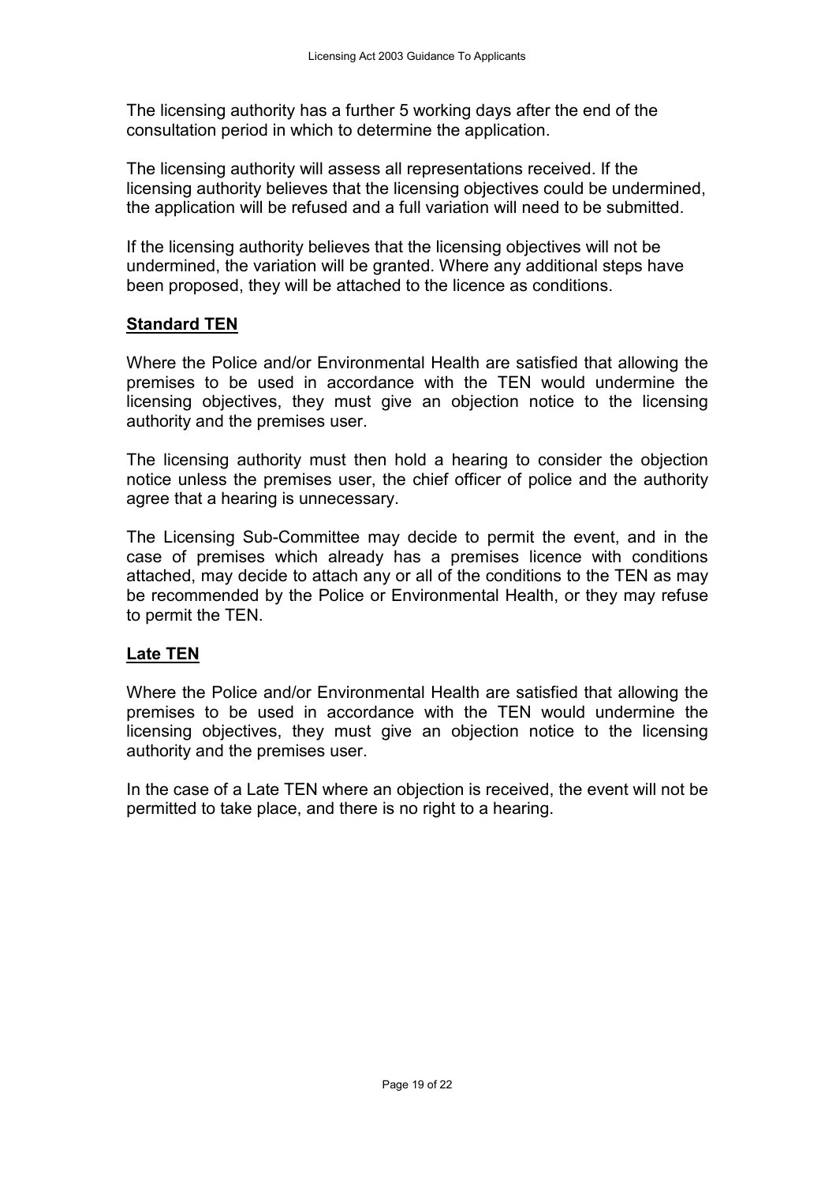The licensing authority has a further 5 working days after the end of the consultation period in which to determine the application.

The licensing authority will assess all representations received. If the licensing authority believes that the licensing objectives could be undermined, the application will be refused and a full variation will need to be submitted.

If the licensing authority believes that the licensing objectives will not be undermined, the variation will be granted. Where any additional steps have been proposed, they will be attached to the licence as conditions.

## Standard TEN

Where the Police and/or Environmental Health are satisfied that allowing the premises to be used in accordance with the TEN would undermine the licensing objectives, they must give an objection notice to the licensing authority and the premises user.

The licensing authority must then hold a hearing to consider the objection notice unless the premises user, the chief officer of police and the authority agree that a hearing is unnecessary.

The Licensing Sub-Committee may decide to permit the event, and in the case of premises which already has a premises licence with conditions attached, may decide to attach any or all of the conditions to the TEN as may be recommended by the Police or Environmental Health, or they may refuse to permit the TEN.

## Late TEN

Where the Police and/or Environmental Health are satisfied that allowing the premises to be used in accordance with the TEN would undermine the licensing objectives, they must give an objection notice to the licensing authority and the premises user.

In the case of a Late TEN where an objection is received, the event will not be permitted to take place, and there is no right to a hearing.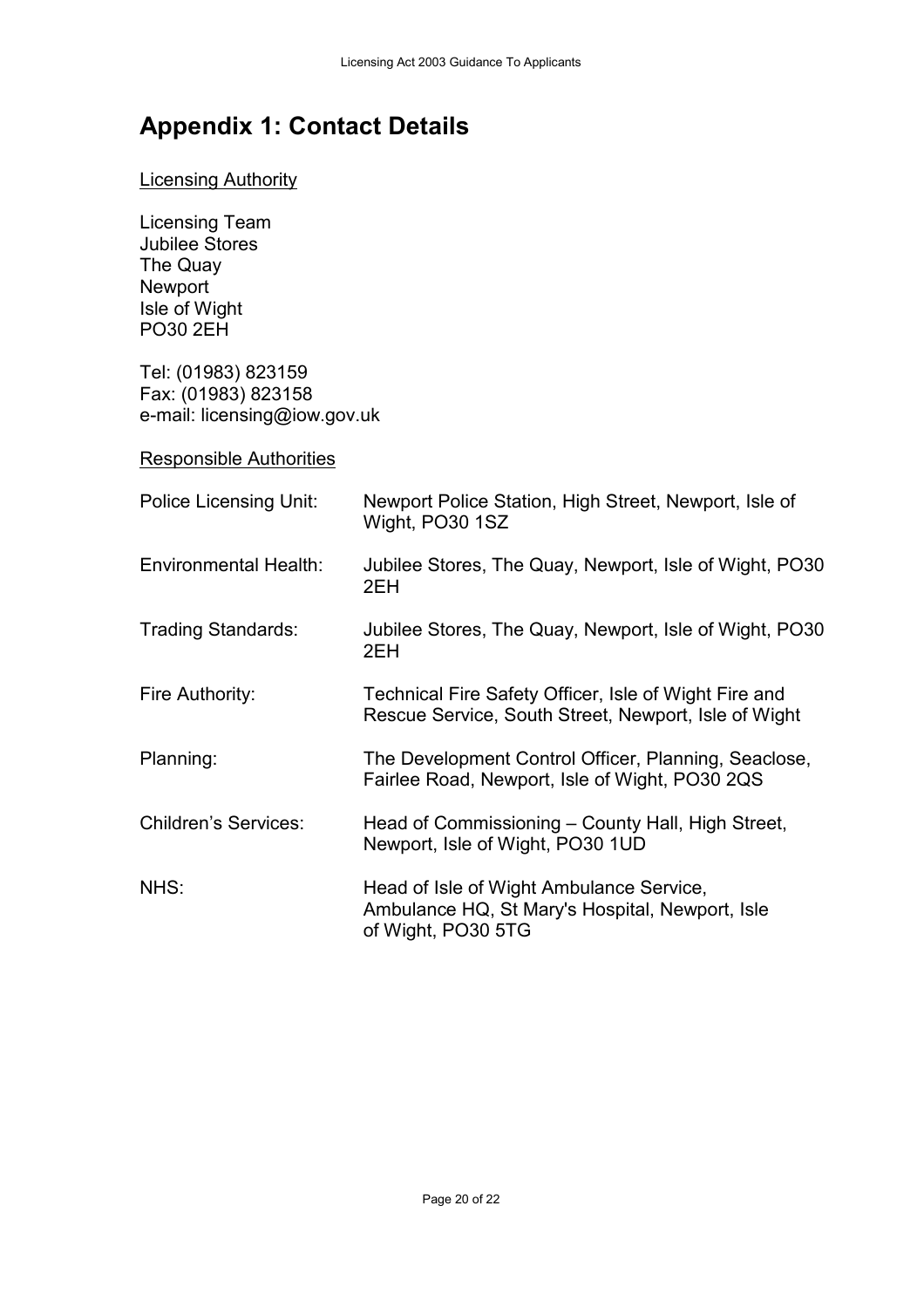# Appendix 1: Contact Details

Licensing Authority

Licensing Team
Jubilee Stores
The Quay
Newport
Isle of Wight
PO30 2EH

Tel: (01983) 823159
Fax: (01983) 823158
e-mail: licensing@iow.gov.uk

Responsible Authorities

| | |
|---|---|
| Police Licensing Unit: | Newport Police Station, High Street, Newport, Isle of Wight, PO30 1SZ |
| Environmental Health: | Jubilee Stores, The Quay, Newport, Isle of Wight, PO30 2EH |
| Trading Standards: | Jubilee Stores, The Quay, Newport, Isle of Wight, PO30 2EH |
| Fire Authority: | Technical Fire Safety Officer, Isle of Wight Fire and Rescue Service, South Street, Newport, Isle of Wight |
| Planning: | The Development Control Officer, Planning, Seaclose, Fairlee Road, Newport, Isle of Wight, PO30 2QS |
| Children's Services: | Head of Commissioning – County Hall, High Street, Newport, Isle of Wight, PO30 1UD |
| NHS: | Head of Isle of Wight Ambulance Service, Ambulance HQ, St Mary's Hospital, Newport, Isle of Wight, PO30 5TG |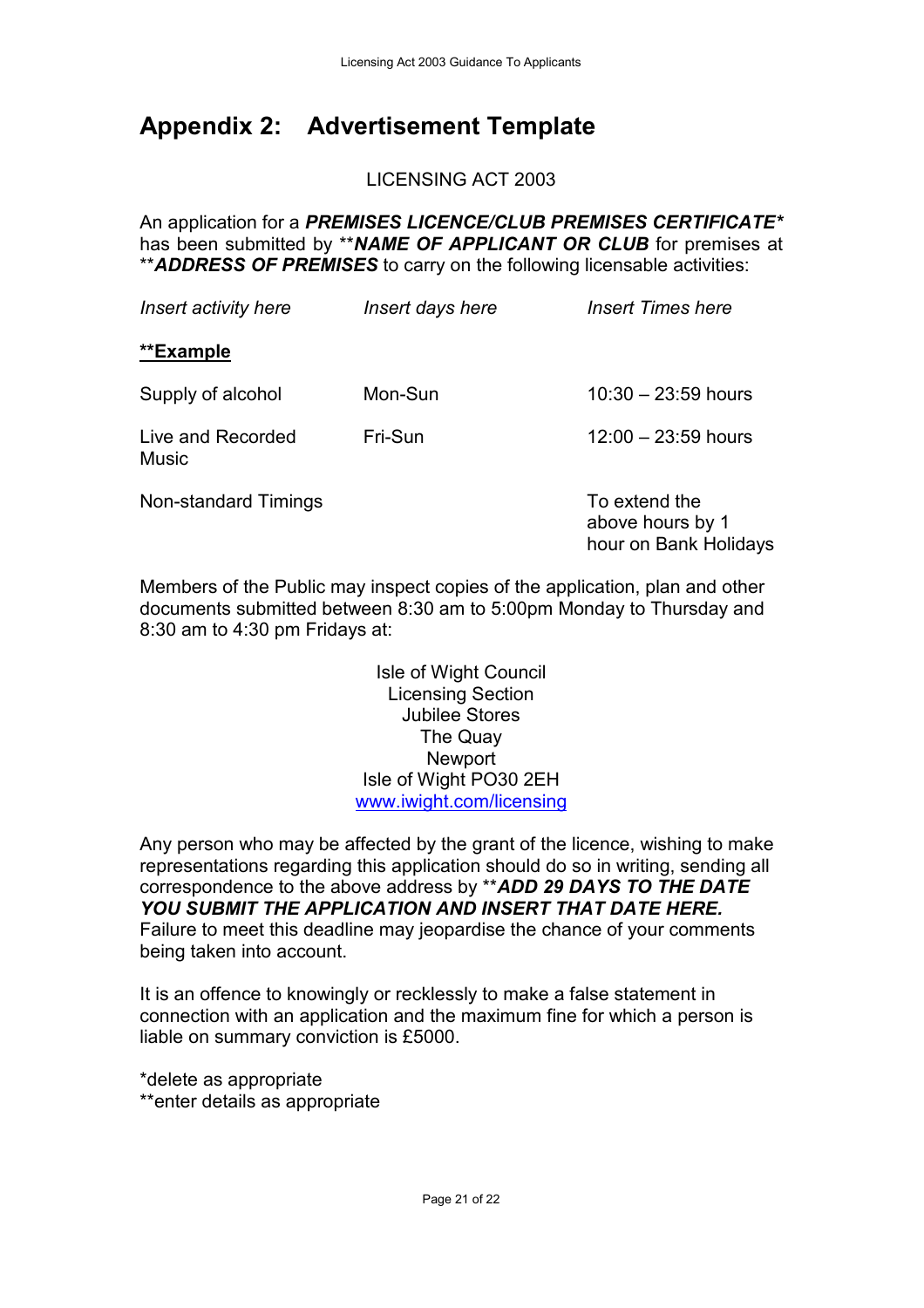## Appendix 2: Advertisement Template

LICENSING ACT 2003

An application for a ***PREMISES LICENCE/CLUB PREMISES CERTIFICATE**** has been submitted by ****NAME OF APPLICANT OR CLUB*** for premises at ****ADDRESS OF PREMISES*** to carry on the following licensable activities:

| *Insert activity here* | *Insert days here* | *Insert Times here* |
|---|---|---|
| **<u>**Example</u>** | | |
| Supply of alcohol | Mon-Sun | 10:30 – 23:59 hours |
| Live and Recorded Music | Fri-Sun | 12:00 – 23:59 hours |
| Non-standard Timings | | To extend the above hours by 1 hour on Bank Holidays |

Members of the Public may inspect copies of the application, plan and other documents submitted between 8:30 am to 5:00pm Monday to Thursday and 8:30 am to 4:30 pm Fridays at:

Isle of Wight Council
Licensing Section
Jubilee Stores
The Quay
Newport
Isle of Wight PO30 2EH
www.iwight.com/licensing

Any person who may be affected by the grant of the licence, wishing to make representations regarding this application should do so in writing, sending all correspondence to the above address by ****ADD 29 DAYS TO THE DATE YOU SUBMIT THE APPLICATION AND INSERT THAT DATE HERE.*** Failure to meet this deadline may jeopardise the chance of your comments being taken into account.

It is an offence to knowingly or recklessly to make a false statement in connection with an application and the maximum fine for which a person is liable on summary conviction is £5000.

*delete as appropriate
**enter details as appropriate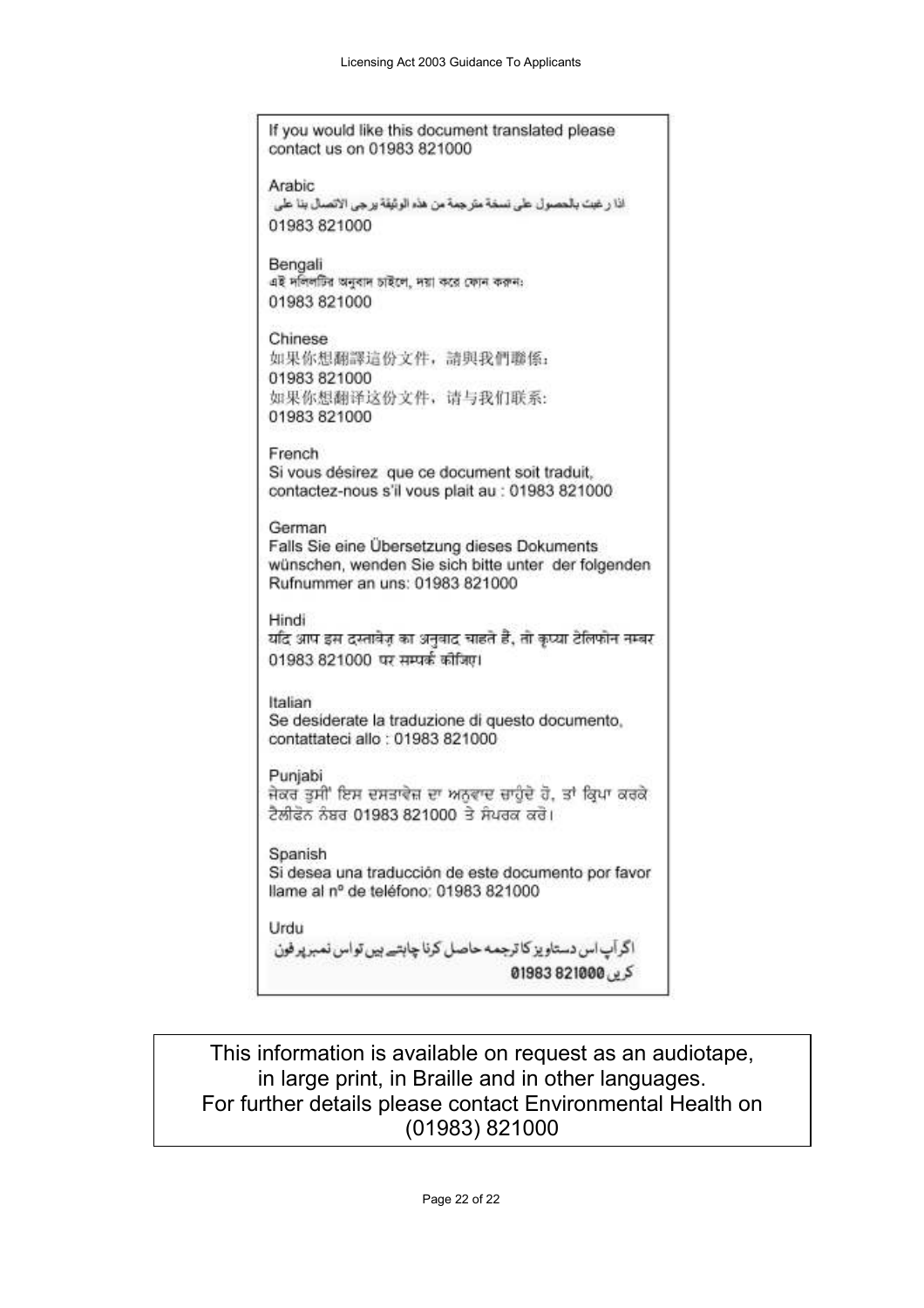If you would like this document translated please contact us on 01983 821000

Arabic
اذا رغبت بالحصول على نسخة مترجمة من هذه الوثيقة يرجى الاتصال بنا على
01983 821000

Bengali
এই দলিলটির অনুবাদ চাইলে, দয়া করে ফোন করুন:
01983 821000

Chinese
如果你想翻譯這份文件，請與我們聯係：
01983 821000
如果你想翻译这份文件，请与我们联系:
01983 821000

French
Si vous désirez que ce document soit traduit, contactez-nous s'il vous plait au : 01983 821000

German
Falls Sie eine Übersetzung dieses Dokuments wünschen, wenden Sie sich bitte unter der folgenden Rufnummer an uns: 01983 821000

Hindi
यदि आप इस दस्तावेज़ का अनुवाद चाहते हैं, तो कृप्या टेलिफोन नम्बर 01983 821000 पर सम्पर्क कीजिए।

Italian
Se desiderate la traduzione di questo documento, contattateci allo : 01983 821000

Punjabi
ਜੇਕਰ ਤੁਸੀਂ ਇਸ ਦਸਤਾਵੇਜ਼ ਦਾ ਅਨੁਵਾਦ ਚਾਹੁੰਦੇ ਹੋ, ਤਾਂ ਕ੍ਰਿਪਾ ਕਰਕੇ ਟੈਲੀਫੋਨ ਨੰਬਰ 01983 821000 ਤੇ ਸੰਪਰਕ ਕਰੋ।

Spanish
Si desea una traducción de este documento por favor llame al nº de teléfono: 01983 821000

Urdu
اگر آپ اس دستاویز کا ترجمہ حاصل کرنا چاہتے ہیں تو اس نمبر پر فون کریں 01983 821000

This information is available on request as an audiotape, in large print, in Braille and in other languages.
For further details please contact Environmental Health on (01983) 821000